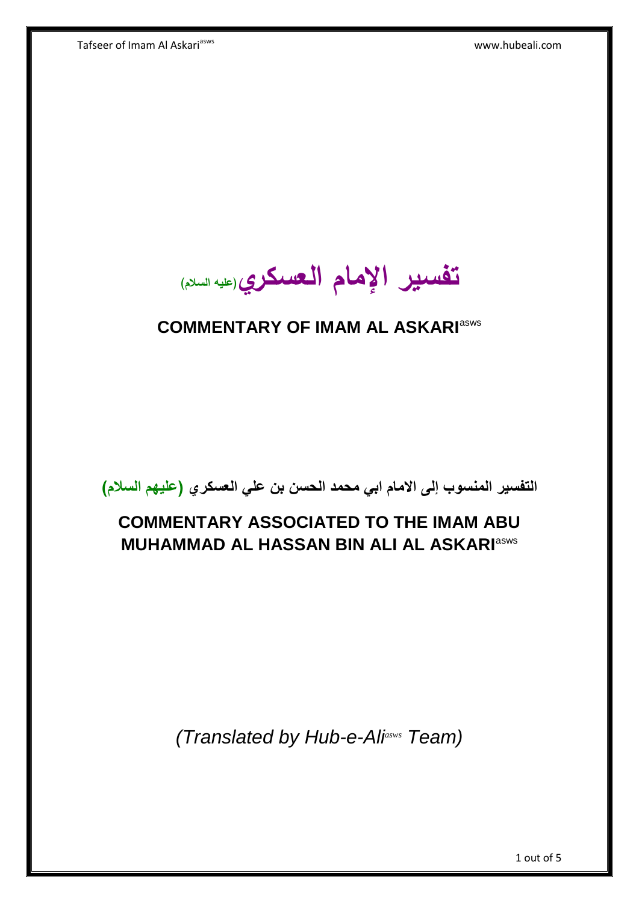# تفسير الإمام العسكري(عليه السلام)

## COMMENTARY OF IMAM AL ASKARI[asws]

**التفسير المنسوب إلى الامام ابي محمد الحسن بن علي العسكري (عليهم السلام)**

## COMMENTARY ASSOCIATED TO THE IMAM ABU MUHAMMAD AL HASSAN BIN ALI AL ASKARI[asws]

*(Translated by Hub-e-Ali[asws] Team)*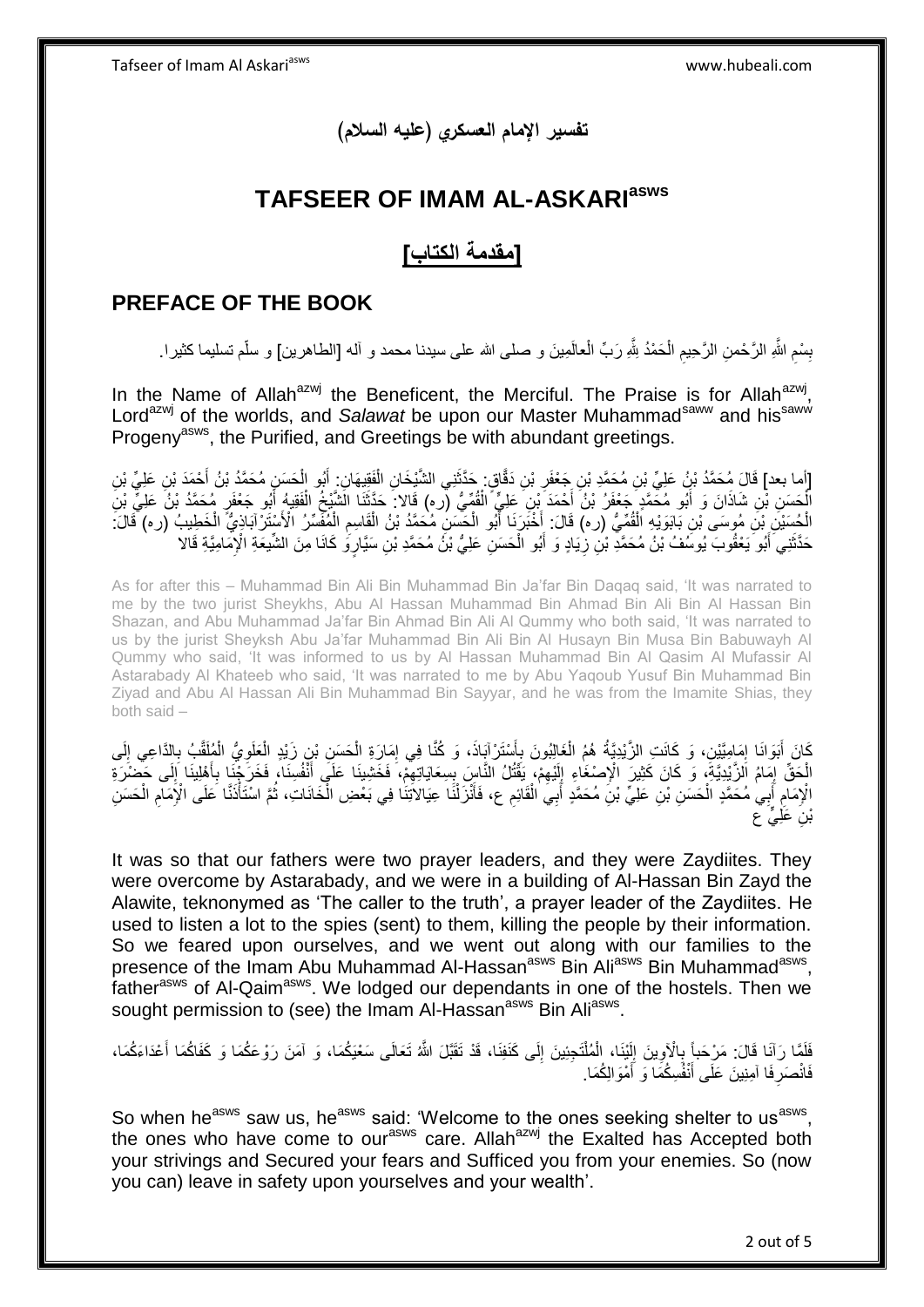## تفسير الإمام العسكري (عليه السلام)

# TAFSEER OF IMAM AL-ASKARI[asws]

## [مقدمة الكتاب]

## PREFACE OF THE BOOK

بِسْمِ اللَّهِ الرَّحْمنِ الرَّحِيمِ الْحَمْدُ لِلَّهِ رَبِّ الْعالَمِينَ و صلى الله على سيدنا محمد و آله [الطاهرين] و سلّم تسليما كثيرا.

In the Name of Allah[azwj] the Beneficent, the Merciful. The Praise is for Allah[azwj], Lord[azwj] of the worlds, and *Salawat* be upon our Master Muhammad[saww] and his[saww] Progeny[asws], the Purified, and Greetings be with abundant greetings.

[أما بعد] قَالَ مُحَمَّدُ بْنُ عَلِيِّ بْنِ مُحَمَّدِ بْنِ جَعْفَرِ بْنِ دَقَّاقٍ: حَدَّثَنِي الشَّيْخَانِ الْفَقِيهَانِ: أَبُو الْحَسَنِ مُحَمَّدُ بْنُ أَحْمَدَ بْنِ عَلِيِّ بْنِ الْحَسَنِ بْنِ شَاذَانَ وَ أَبُو مُحَمَّدٍ جَعْفَرُ بْنُ أَحْمَدَ بْنِ عَلِيٍّ الْقُمِّيُّ (ره) قَالا: حَدَّثَنَا الشَّيْخُ الْفَقِيهُ أَبُو جَعْفَرٍ مُحَمَّدُ بْنُ عَلِيِّ بْنِ الْحُسَيْنِ بْنِ مُوسَى بْنِ بَابَوَيْهِ الْقُمِّيُّ (ره) قَالَ: أَخْبَرَنَا أَبُو الْحَسَنِ مُحَمَّدُ بْنُ الْقَاسِمِ الْمُفَسِّرُ الْأَسْتَرْآبَادِيُّ الْخَطِيبُ (ره) قَالَ: حَدَّثَنِي أَبُو يَعْقُوبَ يُوسُفُ بْنُ مُحَمَّدِ بْنِ زِيَادٍ وَ أَبُو الْحَسَنِ عَلِيُّ بْنُ مُحَمَّدِ بْنِ سَيَّارٍ وَ كَانَا مِنَ الشِّيعَةِ الْإِمَامِيَّةِ قَالا

As for after this – Muhammad Bin Ali Bin Muhammad Bin Ja'far Bin Daqaq said, 'It was narrated to me by the two jurist Sheykhs, Abu Al Hassan Muhammad Bin Ahmad Bin Ali Bin Al Hassan Bin Shazan, and Abu Muhammad Ja'far Bin Ahmad Bin Ali Al Qummy who both said, 'It was narrated to us by the jurist Sheyksh Abu Ja'far Muhammad Bin Ali Bin Al Husayn Bin Musa Bin Babuwayh Al Qummy who said, 'It was informed to us by Al Hassan Muhammad Bin Al Qasim Al Mufassir Al Astarabady Al Khateeb who said, 'It was narrated to me by Abu Yaqoub Yusuf Bin Muhammad Bin Ziyad and Abu Al Hassan Ali Bin Muhammad Bin Sayyar, and he was from the Imamite Shias, they both said –

كَانَ أَبَوَانَا إِمَامِيَّيْنِ، وَ كَانَتِ الزَّيْدِيَّةُ هُمُ الْغَالِبُونَ بِأَسْتَرْآبَادَ، وَ كُنَّا فِي إِمَارَةِ الْحَسَنِ بْنِ زَيْدٍ الْعَلَوِيِّ الْمُلَقَّبِ بِالدَّاعِي إِلَى الْحَقِّ إِمَامِ الزَّيْدِيَّةِ، وَ كَانَ كَثِيرَ الْإِصْغَاءِ إِلَيْهِمْ، يَقْتُلُ النَّاسَ بِسِعَايَاتِهِمْ، فَخَشِينَا عَلَى أَنْفُسِنَا، فَخَرَجْنَا بِأَهْلِينَا إِلَى حَضْرَةِ الْإِمَامِ أَبِي مُحَمَّدٍ الْحَسَنِ بْنِ عَلِيِّ بْنِ مُحَمَّدٍ أَبِي الْقَائِمِ ع، فَأَنْزَلْنَا عِيَالاتِنَا فِي بَعْضِ الْخَانَاتِ، ثُمَّ اسْتَأْذَنَّا عَلَى الْإِمَامِ الْحَسَنِ بْنِ عَلِيٍّ ع

It was so that our fathers were two prayer leaders, and they were Zaydiites. They were overcome by Astarabady, and we were in a building of Al-Hassan Bin Zayd the Alawite, teknonymed as 'The caller to the truth', a prayer leader of the Zaydiites. He used to listen a lot to the spies (sent) to them, killing the people by their information. So we feared upon ourselves, and we went out along with our families to the presence of the Imam Abu Muhammad Al-Hassan[asws] Bin Ali[asws] Bin Muhammad[asws], father[asws] of Al-Qaim[asws]. We lodged our dependants in one of the hostels. Then we sought permission to (see) the Imam Al-Hassan[asws] Bin Ali[asws].

فَلَمَّا رَآنَا قَالَ: مَرْحَباً بِالْآوِينَ إِلَيْنَا، الْمُلْتَجِئِينَ إِلَى كَنَفِنَا، قَدْ تَقَبَّلَ اللَّهُ تَعَالَى سَعْيَكُمَا، وَ آمَنَ رَوْعَكُمَا وَ كَفَاكُمَا أَعْدَاءَكُمَا، فَانْصَرِفَا آمِنِينَ عَلَى أَنْفُسِكُمَا وَ أَمْوَالِكُمَا.

So when he[asws] saw us, he[asws] said: 'Welcome to the ones seeking shelter to us[asws], the ones who have come to our[asws] care. Allah[azwj] the Exalted has Accepted both your strivings and Secured your fears and Sufficed you from your enemies. So (now you can) leave in safety upon yourselves and your wealth'.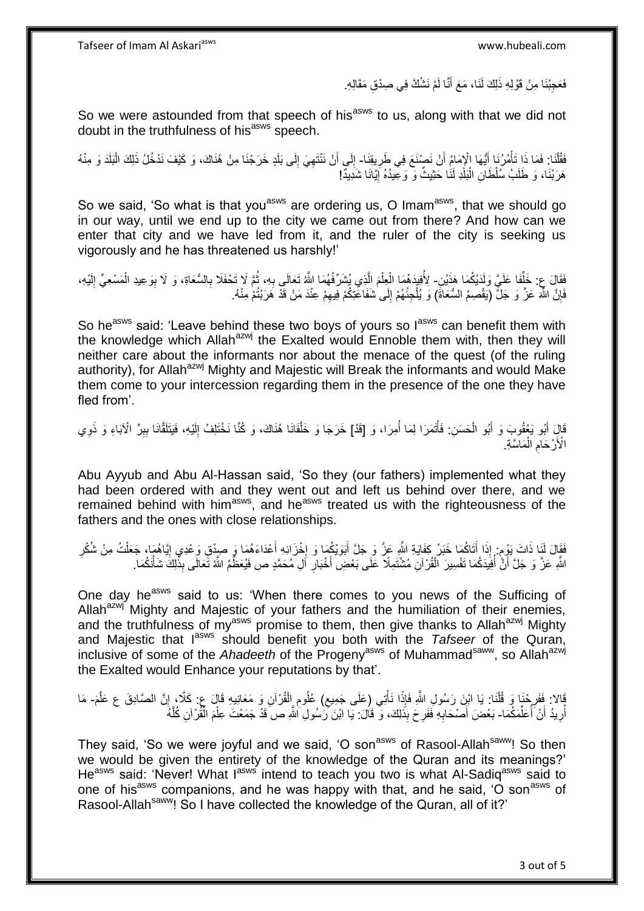فَعَجِبْنَا مِنْ قَوْلِهِ ذَلِكَ لَنَا، مَعَ أَنَّا لَمْ نَشُكَّ فِي صِدْقِ مَقَالِهِ.

So we were astounded from that speech of his[asws] to us, along with that we did not doubt in the truthfulness of his[asws] speech.

فَقُلْنَا: فَمَا ذَا تَأْمُرُنَا أَيُّهَا الْإِمَامُ أَنْ نَصْنَعَ فِي طَرِيقِنَا- إِلَى أَنْ نَنْتَهِيَ إِلَى بَلَدٍ خَرَجْنَا مِنْ هُنَاكَ، وَ كَيْفَ نَدْخُلُ ذَلِكَ الْبَلَدَ وَ مِنْهُ هَرَبْنَا، وَ طَلَبُ سُلْطَانِ الْبَلَدِ لَنَا حَثِيثٌ وَ وَعِيدُهُ إِيَّانَا شَدِيدٌ!

So we said, 'So what is that you[asws] are ordering us, O Imam[asws], that we should go in our way, until we end up to the city we came out from there? And how can we enter that city and we have led from it, and the ruler of the city is seeking us vigorously and he has threatened us harshly!'

فَقَالَ ع: خَلِّفَا عَلَيَّ وَلَدَيْكُمَا هَذَيْنِ- لِأُفِيدَهُمَا الْعِلْمَ الَّذِي يُشَرِّفُهُمَا اللَّهُ تَعَالَى بِهِ، ثُمَّ لَا تَحْفَلَا بِالسُّعَاةِ، وَ لَا بِوَعِيدِ الْمَسْعِيِّ إِلَيْهِ، فَإِنَّ اللَّهَ عَزَّ وَ جَلَّ (يَقْصِمُ السُّعَاةَ) وَ يُلْجِئُهُمْ إِلَى شَفَاعَتِكُمْ فِيهِمْ عِنْدَ مَنْ قَدْ هَرَبْتُمْ مِنْهُ.

So he[asws] said: 'Leave behind these two boys of yours so I[asws] can benefit them with the knowledge which Allah[azwj] the Exalted would Ennoble them with, then they will neither care about the informants nor about the menace of the quest (of the ruling authority), for Allah[azwj] Mighty and Majestic will Break the informants and would Make them come to your intercession regarding them in the presence of the one they have fled from'.

قَالَ أَبُو يَعْقُوبَ وَ أَبُو الْحَسَنِ: فَأْتَمَرَا لِمَا أُمِرَا، وَ [قَدْ] خَرَجَا وَ خَلَّفَانَا هُنَاكَ، وَ كُنَّا نَخْتَلِفُ إِلَيْهِ، فَيَتَلَقَّانَا بِبِرِّ الْآبَاءِ وَ ذَوِي الْأَرْحَامِ الْمَاسَّةِ.

Abu Ayyub and Abu Al-Hassan said, 'So they (our fathers) implemented what they had been ordered with and they went out and left us behind over there, and we remained behind with him[asws], and he[asws] treated us with the righteousness of the fathers and the ones with close relationships.

فَقَالَ لَنَا ذَاتَ يَوْمٍ: إِذَا أَتَاكُمَا خَبَرُ كِفَايَةِ اللَّهِ عَزَّ وَ جَلَّ أَبَوَيْكُمَا وَ إِخْزَائِهِ أَعْدَاءَهُمَا وَ صِدْقِ وَعْدِي إِيَّاهُمَا، جَعَلْتُ مِنْ شُكْرِ اللَّهِ عَزَّ وَ جَلَّ أَنْ أُفِيدَكُمَا تَفْسِيرَ الْقُرْآنِ مُشْتَمِلًا عَلَى بَعْضِ أَخْبَارِ آلِ مُحَمَّدٍ ص فَيُعَظِّمُ اللَّهُ تَعَالَى بِذَلِكَ شَأْنَكُمَا.

One day he[asws] said to us: 'When there comes to you news of the Sufficing of Allah[azwj] Mighty and Majestic of your fathers and the humiliation of their enemies, and the truthfulness of my[asws] promise to them, then give thanks to Allah[azwj] Mighty and Majestic that I[asws] should benefit you both with the *Tafseer* of the Quran, inclusive of some of the *Ahadeeth* of the Progeny[asws] of Muhammad[saww], so Allah[azwj] the Exalted would Enhance your reputations by that'.

قَالا: فَفَرِحْنَا وَ قُلْنَا: يَا ابْنَ رَسُولِ اللَّهِ فَإِذًا نَأْتِي (عَلَى جَمِيعِ) عُلُومِ الْقُرْآنِ وَ مَعَانِيهِ قَالَ ع: كَلَّا، إِنَّ الصَّادِقَ ع عَلَّمَ- مَا أُرِيدُ أَنْ أُعَلِّمَكُمَا- بَعْضَ أَصْحَابِهِ فَفَرِحَ بِذَلِكَ، وَ قَالَ: يَا ابْنَ رَسُولِ اللَّهِ ص قَدْ جَمَعْتَ عِلْمَ الْقُرْآنِ كُلَّهُ

They said, 'So we were joyful and we said, 'O son[asws] of Rasool-Allah[saww]! So then we would be given the entirety of the knowledge of the Quran and its meanings?' He[asws] said: 'Never! What I[asws] intend to teach you two is what Al-Sadiq[asws] said to one of his[asws] companions, and he was happy with that, and he said, 'O son[asws] of Rasool-Allah[saww]! So I have collected the knowledge of the Quran, all of it?'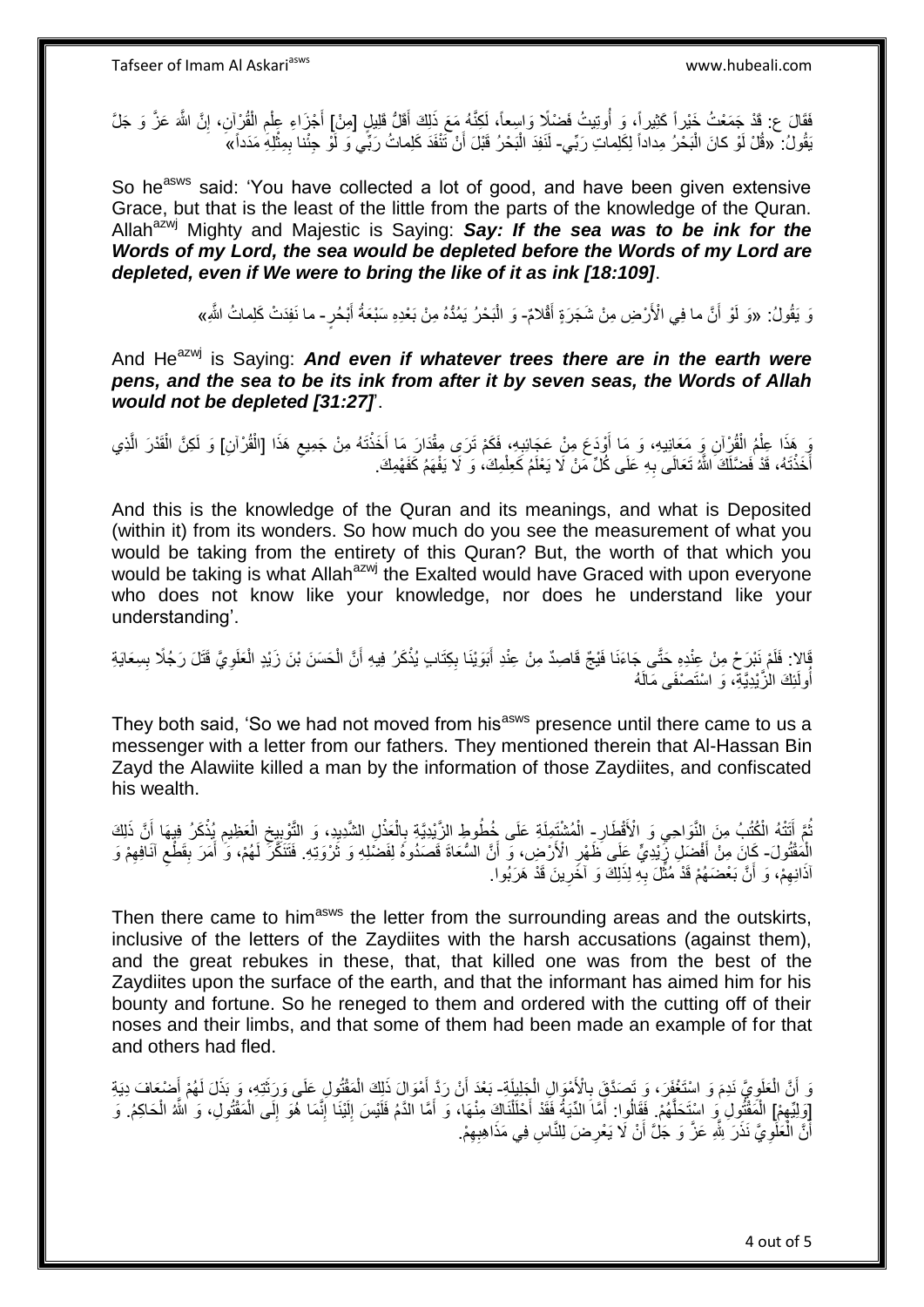فَقَالَ ع: قَدْ جَمَعْتُ خَيْراً كَثِيراً، وَ أُوتِيتُ فَضْلًا وَاسِعاً، لَكِنَّهُ مَعَ ذَلِكَ أَقَلُّ قَلِيلٍ [مِنْ] أَجْزَاءِ عِلْمِ الْقُرْآنِ، إِنَّ اللَّهَ عَزَّ وَ جَلَّ يَقُولُ: «قُلْ لَوْ كانَ الْبَحْرُ مِداداً لِكَلِماتِ رَبِّي- لَنَفِدَ الْبَحْرُ قَبْلَ أَنْ تَنْفَدَ كَلِماتُ رَبِّي وَ لَوْ جِئْنا بِمِثْلِهِ مَدَداً»

So he[asws] said: 'You have collected a lot of good, and have been given extensive Grace, but that is the least of the little from the parts of the knowledge of the Quran. Allah[azwj] Mighty and Majestic is Saying: ***Say: If the sea was to be ink for the Words of my Lord, the sea would be depleted before the Words of my Lord are depleted, even if We were to bring the like of it as ink [18:109]***.

وَ يَقُولُ: «وَ لَوْ أَنَّ ما فِي الْأَرْضِ مِنْ شَجَرَةٍ أَقْلامٌ- وَ الْبَحْرُ يَمُدُّهُ مِنْ بَعْدِهِ سَبْعَةُ أَبْحُرٍ- ما نَفِدَتْ كَلِماتُ اللَّهِ»

And He[azwj] is Saying: ***And even if whatever trees there are in the earth were pens, and the sea to be its ink from after it by seven seas, the Words of Allah would not be depleted [31:27]***'.

وَ هَذَا عِلْمُ الْقُرْآنِ وَ مَعَانِيهِ، وَ مَا أَوْدَعَ مِنْ عَجَائِبِهِ، فَكَمْ تَرَى مِقْدَارَ مَا أَخَذْتَهُ مِنْ جَمِيعِ هَذَا [الْقُرْآنِ] وَ لَكِنَّ الْقَدْرَ الَّذِي أَخَذْتَهُ، قَدْ فَضَّلَكَ اللَّهُ تَعَالَى بِهِ عَلَى كُلِّ مَنْ لَا يَعْلَمُ كَعِلْمِكَ، وَ لَا يَفْهَمُ كَفَهْمِكَ.

And this is the knowledge of the Quran and its meanings, and what is Deposited (within it) from its wonders. So how much do you see the measurement of what you would be taking from the entirety of this Quran? But, the worth of that which you would be taking is what Allah[azwj] the Exalted would have Graced with upon everyone who does not know like your knowledge, nor does he understand like your understanding'.

قَالا: فَلَمْ نَبْرَحْ مِنْ عِنْدِهِ حَتَّى جَاءَنَا فَيْجٌ قَاصِدٌ مِنْ عِنْدِ أَبَوَيْنَا بِكِتَابٍ يُذْكَرُ فِيهِ أَنَّ الْحَسَنَ بْنَ زَيْدٍ الْعَلَوِيَّ قَتَلَ رَجُلًا بِسِعَايَةِ أُولَئِكَ الزَّيْدِيَّةِ، وَ اسْتَصْفَى مَالَهُ

They both said, 'So we had not moved from his[asws] presence until there came to us a messenger with a letter from our fathers. They mentioned therein that Al-Hassan Bin Zayd the Alawiite killed a man by the information of those Zaydiites, and confiscated his wealth.

ثُمَّ أَتَتْهُ الْكُتُبُ مِنَ النَّوَاحِي وَ الْأَقْطَارِ- الْمُشْتَمِلَةِ عَلَى خُطُوطِ الزَّيْدِيَّةِ بِالْعَذْلِ الشَّدِيدِ، وَ التَّوْبِيخِ الْعَظِيمِ يُذْكَرُ فِيهَا أَنَّ ذَلِكَ الْمَقْتُولَ- كَانَ مِنْ أَفْضَلِ زَيْدِيٍّ عَلَى ظَهْرِ الْأَرْضِ، وَ أَنَّ السُّعَاةَ قَصَدُوهُ لِفَضْلِهِ وَ ثَرْوَتِهِ. فَتَنَكَّرَ لَهُمْ، وَ أَمَرَ بِقَطْعِ آنَافِهِمْ وَ آذَانِهِمْ، وَ أَنَّ بَعْضَهُمْ قَدْ مُثِّلَ بِهِ لِذَلِكَ وَ آخَرِينَ قَدْ هَرَبُوا.

Then there came to him[asws] the letter from the surrounding areas and the outskirts, inclusive of the letters of the Zaydiites with the harsh accusations (against them), and the great rebukes in these, that, that killed one was from the best of the Zaydiites upon the surface of the earth, and that the informant has aimed him for his bounty and fortune. So he reneged to them and ordered with the cutting off of their noses and their limbs, and that some of them had been made an example of for that and others had fled.

وَ أَنَّ الْعَلَوِيَّ نَدِمَ وَ اسْتَغْفَرَ، وَ تَصَدَّقَ بِالْأَمْوَالِ الْجَلِيلَةِ- بَعْدَ أَنْ رَدَّ أَمْوَالَ ذَلِكَ الْمَقْتُولِ عَلَى وَرَثَتِهِ، وَ بَذَلَ لَهُمْ أَضْعَافَ دِيَةِ [وَلِيِّهِمْ] الْمَقْتُولِ وَ اسْتَحَلَّهُمْ. فَقَالُوا: أَمَّا الدِّيَةُ فَقَدْ أَحْلَلْنَاكَ مِنْهَا، وَ أَمَّا الدَّمُ فَلَيْسَ إِلَيْنَا إِنَّمَا هُوَ إِلَى الْمَقْتُولِ، وَ اللَّهُ الْحَاكِمُ. وَ أَنَّ الْعَلَوِيَّ نَذَرَ لِلَّهِ عَزَّ وَ جَلَّ أَنْ لَا يَعْرِضَ لِلنَّاسِ فِي مَذَاهِبِهِمْ.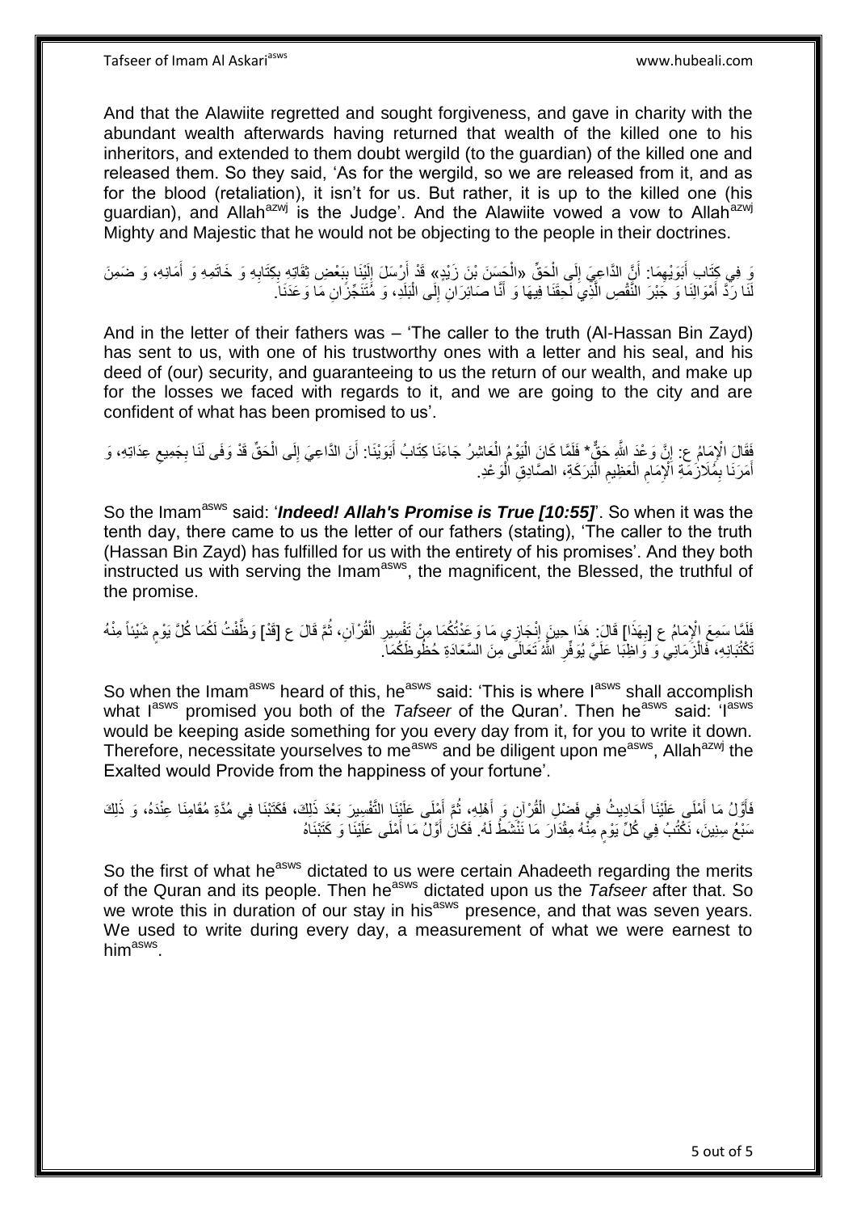And that the Alawiite regretted and sought forgiveness, and gave in charity with the abundant wealth afterwards having returned that wealth of the killed one to his inheritors, and extended to them doubt wergild (to the guardian) of the killed one and released them. So they said, 'As for the wergild, so we are released from it, and as for the blood (retaliation), it isn't for us. But rather, it is up to the killed one (his guardian), and Allah[azwj] is the Judge'. And the Alawiite vowed a vow to Allah[azwj] Mighty and Majestic that he would not be objecting to the people in their doctrines.

وَ فِي كِتَابِ أَبَوَيْهِمَا: أَنَّ الدَّاعِيَ إِلَى الْحَقِّ «الْحَسَنَ بْنَ زَيْدٍ» قَدْ أَرْسَلَ إِلَيْنَا بِبَعْضِ ثِقَاتِهِ بِكِتَابِهِ وَ خَاتَمِهِ وَ أَمَانِهِ، وَ ضَمِنَ لَنَا رَدَّ أَمْوَالِنَا وَ جَبْرَ النَّقْصِ الَّذِي لَحِقَنَا فِيهَا وَ أَنَّا صَائِرَانِ إِلَى الْبَلَدِ، وَ مُتَنَجِّزَانِ مَا وَعَدَنَا.

And in the letter of their fathers was – 'The caller to the truth (Al-Hassan Bin Zayd) has sent to us, with one of his trustworthy ones with a letter and his seal, and his deed of (our) security, and guaranteeing to us the return of our wealth, and make up for the losses we faced with regards to it, and we are going to the city and are confident of what has been promised to us'.

فَقَالَ الْإِمَامُ ع: إِنَّ وَعْدَ اللَّهِ حَقٌّ* فَلَمَّا كَانَ الْيَوْمُ الْعَاشِرُ جَاءَنَا كِتَابُ أَبَوَيْنَا: أَنَ الدَّاعِيَ إِلَى الْحَقِّ قَدْ وَفَى لَنَا بِجَمِيعِ عِدَاتِهِ، وَ أَمَرَنَا بِمُلَازَمَةِ الْإِمَامِ الْعَظِيمِ الْبَرَكَةِ، الصَّادِقِ الْوَعْدِ.

So the Imam[asws] said: '***Indeed! Allah's Promise is True [10:55]***'. So when it was the tenth day, there came to us the letter of our fathers (stating), 'The caller to the truth (Hassan Bin Zayd) has fulfilled for us with the entirety of his promises'. And they both instructed us with serving the Imam[asws], the magnificent, the Blessed, the truthful of the promise.

فَلَمَّا سَمِعَ الْإِمَامُ ع [بِهَذَا] قَالَ: هَذَا حِينَ إِنْجَازِي مَا وَعَدْتُكُمَا مِنْ تَفْسِيرِ الْقُرْآنِ، ثُمَّ قَالَ ع [قَدْ] وَظَّفْتُ لَكُمَا كُلَّ يَوْمٍ شَيْئاً مِنْهُ تَكْتُبَانِهِ، فَالْزَمَانِي وَ وَاظِبَا عَلَيَّ يُوَفِّرِ اللَّهُ تَعَالَى مِنَ السَّعَادَةِ حُظُوظَكُمَا.

So when the Imam[asws] heard of this, he[asws] said: 'This is where I[asws] shall accomplish what I[asws] promised you both of the *Tafseer* of the Quran'. Then he[asws] said: 'I[asws] would be keeping aside something for you every day from it, for you to write it down. Therefore, necessitate yourselves to me[asws] and be diligent upon me[asws], Allah[azwj] the Exalted would Provide from the happiness of your fortune'.

فَأَوَّلُ مَا أَمْلَى عَلَيْنَا أَحَادِيثُ فِي فَضْلِ الْقُرْآنِ وَ أَهْلِهِ، ثُمَّ أَمْلَى عَلَيْنَا التَّفْسِيرَ بَعْدَ ذَلِكَ، فَكَتَبْنَا فِي مُدَّةِ مُقَامِنَا عِنْدَهُ، وَ ذَلِكَ سَبْعُ سِنِينَ، نَكْتُبُ فِي كُلِّ يَوْمٍ مِنْهُ مِقْدَارَ مَا نَنْشَطُ لَهُ. فَكَانَ أَوَّلُ مَا أَمْلَى عَلَيْنَا وَ كَتَبْنَاهُ

So the first of what he[asws] dictated to us were certain Ahadeeth regarding the merits of the Quran and its people. Then he[asws] dictated upon us the *Tafseer* after that. So we wrote this in duration of our stay in his[asws] presence, and that was seven years. We used to write during every day, a measurement of what we were earnest to him[asws].